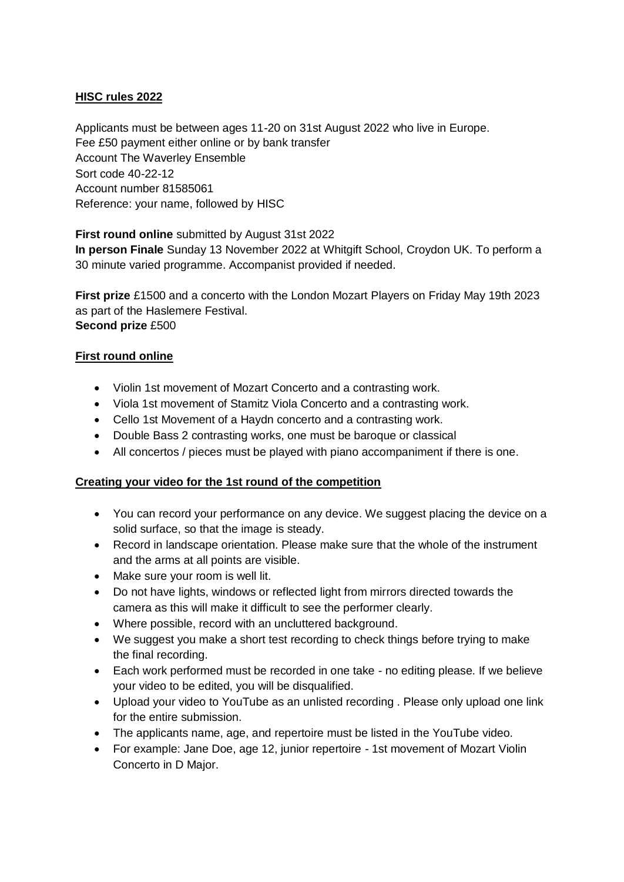**HISC rules 2022**

Applicants must be between ages 11-20 on 31st August 2022 who live in Europe.
Fee £50 payment either online or by bank transfer
Account The Waverley Ensemble
Sort code 40-22-12
Account number 81585061
Reference: your name, followed by HISC

**First round online** submitted by August 31st 2022
**In person Finale** Sunday 13 November 2022 at Whitgift School, Croydon UK. To perform a 30 minute varied programme. Accompanist provided if needed.

**First prize** £1500 and a concerto with the London Mozart Players on Friday May 19th 2023 as part of the Haslemere Festival.
**Second prize** £500

**First round online**

- Violin 1st movement of Mozart Concerto and a contrasting work.
- Viola 1st movement of Stamitz Viola Concerto and a contrasting work.
- Cello 1st Movement of a Haydn concerto and a contrasting work.
- Double Bass 2 contrasting works, one must be baroque or classical
- All concertos / pieces must be played with piano accompaniment if there is one.

**Creating your video for the 1st round of the competition**

- You can record your performance on any device. We suggest placing the device on a solid surface, so that the image is steady.
- Record in landscape orientation. Please make sure that the whole of the instrument and the arms at all points are visible.
- Make sure your room is well lit.
- Do not have lights, windows or reflected light from mirrors directed towards the camera as this will make it difficult to see the performer clearly.
- Where possible, record with an uncluttered background.
- We suggest you make a short test recording to check things before trying to make the final recording.
- Each work performed must be recorded in one take - no editing please. If we believe your video to be edited, you will be disqualified.
- Upload your video to YouTube as an unlisted recording . Please only upload one link for the entire submission.
- The applicants name, age, and repertoire must be listed in the YouTube video.
- For example: Jane Doe, age 12, junior repertoire - 1st movement of Mozart Violin Concerto in D Major.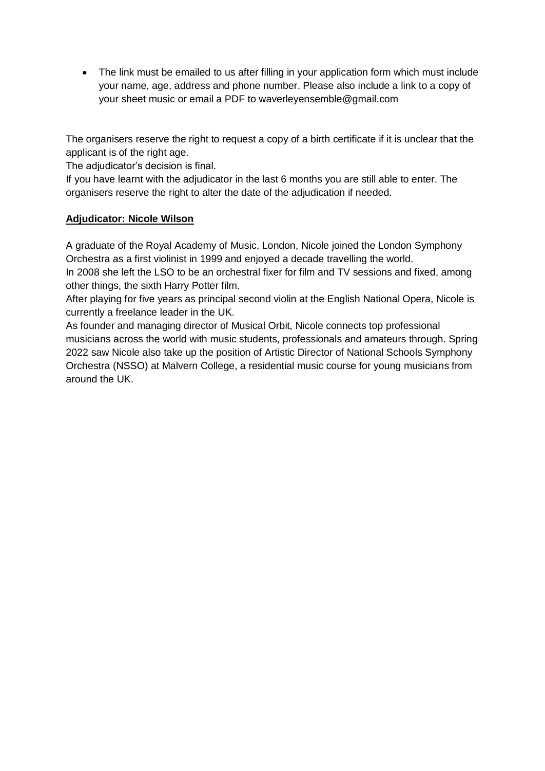- The link must be emailed to us after filling in your application form which must include your name, age, address and phone number. Please also include a link to a copy of your sheet music or email a PDF to waverleyensemble@gmail.com

The organisers reserve the right to request a copy of a birth certificate if it is unclear that the applicant is of the right age.

The adjudicator's decision is final.

If you have learnt with the adjudicator in the last 6 months you are still able to enter. The organisers reserve the right to alter the date of the adjudication if needed.

**Adjudicator: Nicole Wilson**

A graduate of the Royal Academy of Music, London, Nicole joined the London Symphony Orchestra as a first violinist in 1999 and enjoyed a decade travelling the world.

In 2008 she left the LSO to be an orchestral fixer for film and TV sessions and fixed, among other things, the sixth Harry Potter film.

After playing for five years as principal second violin at the English National Opera, Nicole is currently a freelance leader in the UK.

As founder and managing director of Musical Orbit, Nicole connects top professional musicians across the world with music students, professionals and amateurs through. Spring 2022 saw Nicole also take up the position of Artistic Director of National Schools Symphony Orchestra (NSSO) at Malvern College, a residential music course for young musicians from around the UK.